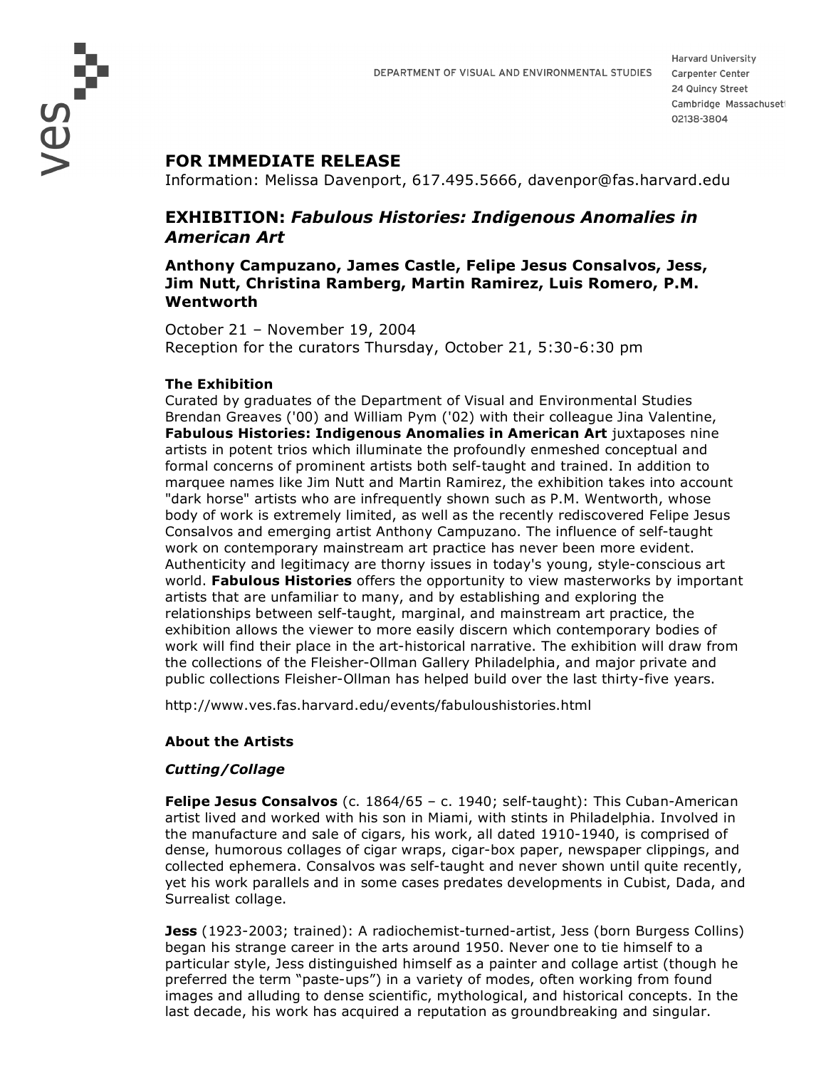DEPARTMENT OF VISUAL AND ENVIRONMENTAL STUDIES

Harvard University
Carpenter Center
24 Quincy Street
Cambridge Massachusetts
02138-3804

## FOR IMMEDIATE RELEASE

Information: Melissa Davenport, 617.495.5666, davenpor@fas.harvard.edu

## EXHIBITION: *Fabulous Histories: Indigenous Anomalies in American Art*

### Anthony Campuzano, James Castle, Felipe Jesus Consalvos, Jess, Jim Nutt, Christina Ramberg, Martin Ramirez, Luis Romero, P.M. Wentworth

October 21 – November 19, 2004
Reception for the curators Thursday, October 21, 5:30-6:30 pm

### The Exhibition

Curated by graduates of the Department of Visual and Environmental Studies Brendan Greaves ('00) and William Pym ('02) with their colleague Jina Valentine, **Fabulous Histories: Indigenous Anomalies in American Art** juxtaposes nine artists in potent trios which illuminate the profoundly enmeshed conceptual and formal concerns of prominent artists both self-taught and trained. In addition to marquee names like Jim Nutt and Martin Ramirez, the exhibition takes into account "dark horse" artists who are infrequently shown such as P.M. Wentworth, whose body of work is extremely limited, as well as the recently rediscovered Felipe Jesus Consalvos and emerging artist Anthony Campuzano. The influence of self-taught work on contemporary mainstream art practice has never been more evident. Authenticity and legitimacy are thorny issues in today's young, style-conscious art world. **Fabulous Histories** offers the opportunity to view masterworks by important artists that are unfamiliar to many, and by establishing and exploring the relationships between self-taught, marginal, and mainstream art practice, the exhibition allows the viewer to more easily discern which contemporary bodies of work will find their place in the art-historical narrative. The exhibition will draw from the collections of the Fleisher-Ollman Gallery Philadelphia, and major private and public collections Fleisher-Ollman has helped build over the last thirty-five years.

http://www.ves.fas.harvard.edu/events/fabuloushistories.html

### About the Artists

#### *Cutting/Collage*

**Felipe Jesus Consalvos** (c. 1864/65 – c. 1940; self-taught): This Cuban-American artist lived and worked with his son in Miami, with stints in Philadelphia. Involved in the manufacture and sale of cigars, his work, all dated 1910-1940, is comprised of dense, humorous collages of cigar wraps, cigar-box paper, newspaper clippings, and collected ephemera. Consalvos was self-taught and never shown until quite recently, yet his work parallels and in some cases predates developments in Cubist, Dada, and Surrealist collage.

**Jess** (1923-2003; trained): A radiochemist-turned-artist, Jess (born Burgess Collins) began his strange career in the arts around 1950. Never one to tie himself to a particular style, Jess distinguished himself as a painter and collage artist (though he preferred the term "paste-ups") in a variety of modes, often working from found images and alluding to dense scientific, mythological, and historical concepts. In the last decade, his work has acquired a reputation as groundbreaking and singular.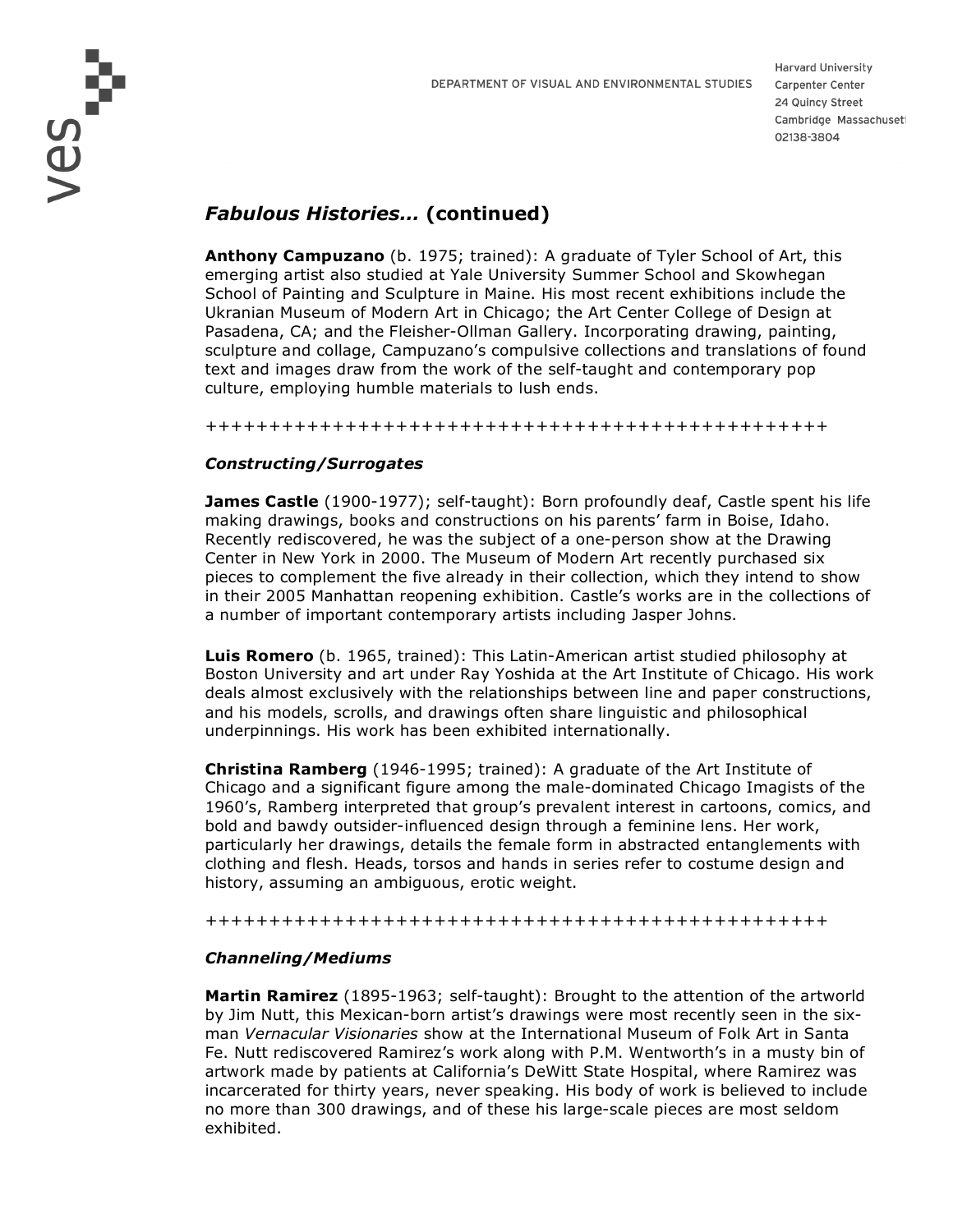## *Fabulous Histories…* (continued)

**Anthony Campuzano** (b. 1975; trained): A graduate of Tyler School of Art, this emerging artist also studied at Yale University Summer School and Skowhegan School of Painting and Sculpture in Maine. His most recent exhibitions include the Ukranian Museum of Modern Art in Chicago; the Art Center College of Design at Pasadena, CA; and the Fleisher-Ollman Gallery. Incorporating drawing, painting, sculpture and collage, Campuzano's compulsive collections and translations of found text and images draw from the work of the self-taught and contemporary pop culture, employing humble materials to lush ends.

++++++++++++++++++++++++++++++++++++++++++++++++++

### *Constructing/Surrogates*

**James Castle** (1900-1977); self-taught): Born profoundly deaf, Castle spent his life making drawings, books and constructions on his parents' farm in Boise, Idaho. Recently rediscovered, he was the subject of a one-person show at the Drawing Center in New York in 2000. The Museum of Modern Art recently purchased six pieces to complement the five already in their collection, which they intend to show in their 2005 Manhattan reopening exhibition. Castle's works are in the collections of a number of important contemporary artists including Jasper Johns.

**Luis Romero** (b. 1965, trained): This Latin-American artist studied philosophy at Boston University and art under Ray Yoshida at the Art Institute of Chicago. His work deals almost exclusively with the relationships between line and paper constructions, and his models, scrolls, and drawings often share linguistic and philosophical underpinnings. His work has been exhibited internationally.

**Christina Ramberg** (1946-1995; trained): A graduate of the Art Institute of Chicago and a significant figure among the male-dominated Chicago Imagists of the 1960's, Ramberg interpreted that group's prevalent interest in cartoons, comics, and bold and bawdy outsider-influenced design through a feminine lens. Her work, particularly her drawings, details the female form in abstracted entanglements with clothing and flesh. Heads, torsos and hands in series refer to costume design and history, assuming an ambiguous, erotic weight.

++++++++++++++++++++++++++++++++++++++++++++++++++

### *Channeling/Mediums*

**Martin Ramirez** (1895-1963; self-taught): Brought to the attention of the artworld by Jim Nutt, this Mexican-born artist's drawings were most recently seen in the six-man *Vernacular Visionaries* show at the International Museum of Folk Art in Santa Fe. Nutt rediscovered Ramirez's work along with P.M. Wentworth's in a musty bin of artwork made by patients at California's DeWitt State Hospital, where Ramirez was incarcerated for thirty years, never speaking. His body of work is believed to include no more than 300 drawings, and of these his large-scale pieces are most seldom exhibited.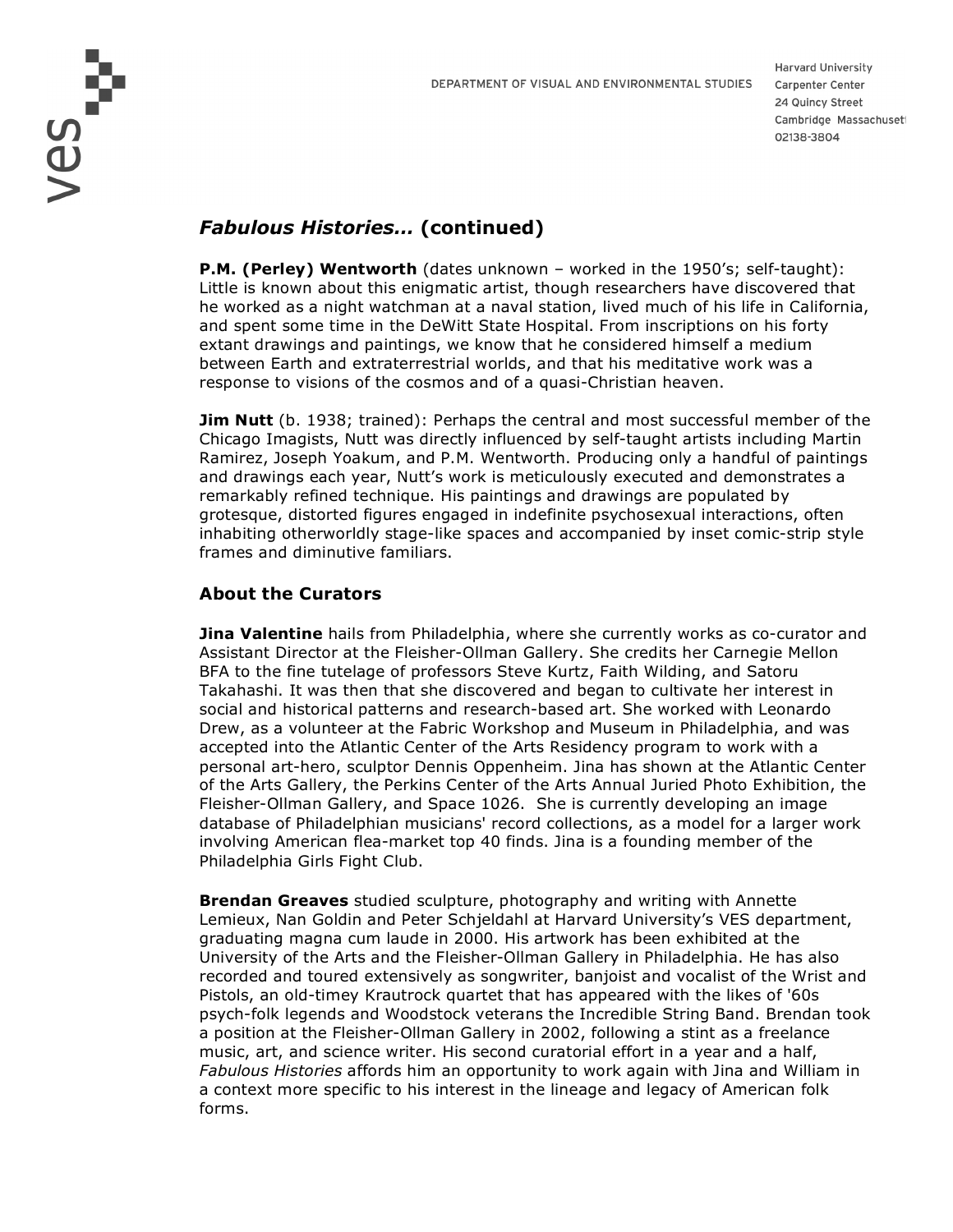## *Fabulous Histories…* (continued)

**P.M. (Perley) Wentworth** (dates unknown – worked in the 1950's; self-taught): Little is known about this enigmatic artist, though researchers have discovered that he worked as a night watchman at a naval station, lived much of his life in California, and spent some time in the DeWitt State Hospital. From inscriptions on his forty extant drawings and paintings, we know that he considered himself a medium between Earth and extraterrestrial worlds, and that his meditative work was a response to visions of the cosmos and of a quasi-Christian heaven.

**Jim Nutt** (b. 1938; trained): Perhaps the central and most successful member of the Chicago Imagists, Nutt was directly influenced by self-taught artists including Martin Ramirez, Joseph Yoakum, and P.M. Wentworth. Producing only a handful of paintings and drawings each year, Nutt's work is meticulously executed and demonstrates a remarkably refined technique. His paintings and drawings are populated by grotesque, distorted figures engaged in indefinite psychosexual interactions, often inhabiting otherworldly stage-like spaces and accompanied by inset comic-strip style frames and diminutive familiars.

## About the Curators

**Jina Valentine** hails from Philadelphia, where she currently works as co-curator and Assistant Director at the Fleisher-Ollman Gallery. She credits her Carnegie Mellon BFA to the fine tutelage of professors Steve Kurtz, Faith Wilding, and Satoru Takahashi. It was then that she discovered and began to cultivate her interest in social and historical patterns and research-based art. She worked with Leonardo Drew, as a volunteer at the Fabric Workshop and Museum in Philadelphia, and was accepted into the Atlantic Center of the Arts Residency program to work with a personal art-hero, sculptor Dennis Oppenheim. Jina has shown at the Atlantic Center of the Arts Gallery, the Perkins Center of the Arts Annual Juried Photo Exhibition, the Fleisher-Ollman Gallery, and Space 1026. She is currently developing an image database of Philadelphian musicians' record collections, as a model for a larger work involving American flea-market top 40 finds. Jina is a founding member of the Philadelphia Girls Fight Club.

**Brendan Greaves** studied sculpture, photography and writing with Annette Lemieux, Nan Goldin and Peter Schjeldahl at Harvard University's VES department, graduating magna cum laude in 2000. His artwork has been exhibited at the University of the Arts and the Fleisher-Ollman Gallery in Philadelphia. He has also recorded and toured extensively as songwriter, banjoist and vocalist of the Wrist and Pistols, an old-timey Krautrock quartet that has appeared with the likes of '60s psych-folk legends and Woodstock veterans the Incredible String Band. Brendan took a position at the Fleisher-Ollman Gallery in 2002, following a stint as a freelance music, art, and science writer. His second curatorial effort in a year and a half, *Fabulous Histories* affords him an opportunity to work again with Jina and William in a context more specific to his interest in the lineage and legacy of American folk forms.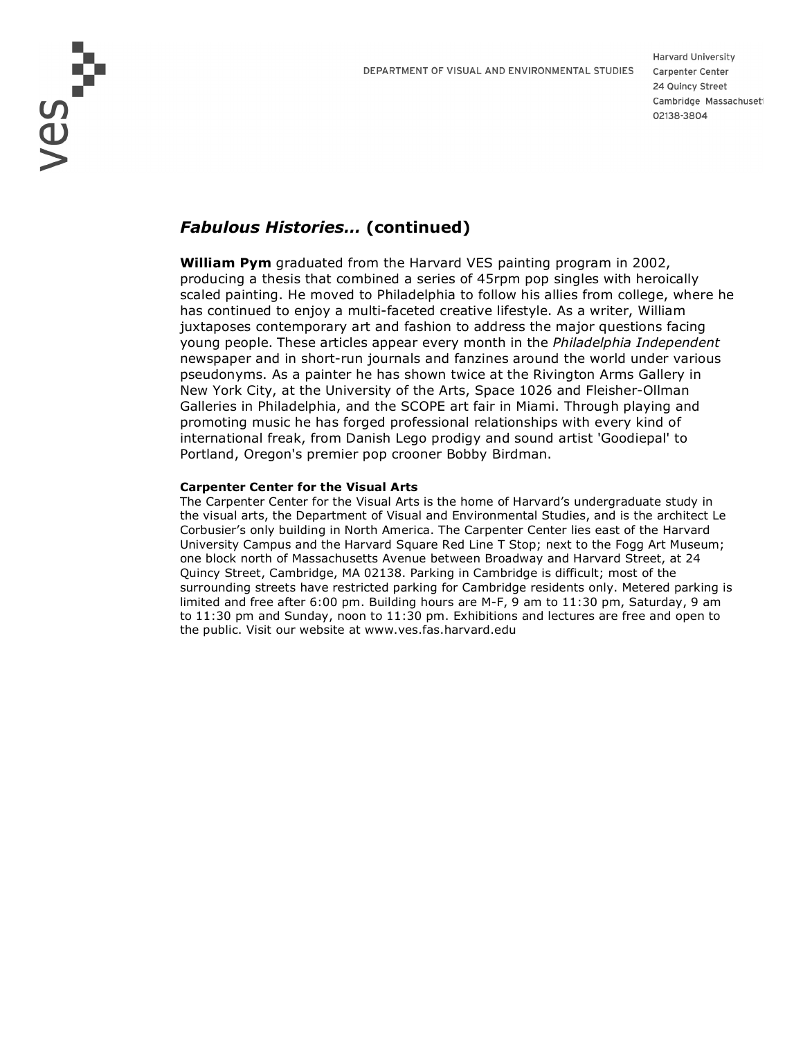## *Fabulous Histories…* (continued)

**William Pym** graduated from the Harvard VES painting program in 2002, producing a thesis that combined a series of 45rpm pop singles with heroically scaled painting. He moved to Philadelphia to follow his allies from college, where he has continued to enjoy a multi-faceted creative lifestyle. As a writer, William juxtaposes contemporary art and fashion to address the major questions facing young people. These articles appear every month in the *Philadelphia Independent* newspaper and in short-run journals and fanzines around the world under various pseudonyms. As a painter he has shown twice at the Rivington Arms Gallery in New York City, at the University of the Arts, Space 1026 and Fleisher-Ollman Galleries in Philadelphia, and the SCOPE art fair in Miami. Through playing and promoting music he has forged professional relationships with every kind of international freak, from Danish Lego prodigy and sound artist 'Goodiepal' to Portland, Oregon's premier pop crooner Bobby Birdman.

**Carpenter Center for the Visual Arts**
The Carpenter Center for the Visual Arts is the home of Harvard's undergraduate study in the visual arts, the Department of Visual and Environmental Studies, and is the architect Le Corbusier's only building in North America. The Carpenter Center lies east of the Harvard University Campus and the Harvard Square Red Line T Stop; next to the Fogg Art Museum; one block north of Massachusetts Avenue between Broadway and Harvard Street, at 24 Quincy Street, Cambridge, MA 02138. Parking in Cambridge is difficult; most of the surrounding streets have restricted parking for Cambridge residents only. Metered parking is limited and free after 6:00 pm. Building hours are M-F, 9 am to 11:30 pm, Saturday, 9 am to 11:30 pm and Sunday, noon to 11:30 pm. Exhibitions and lectures are free and open to the public. Visit our website at www.ves.fas.harvard.edu